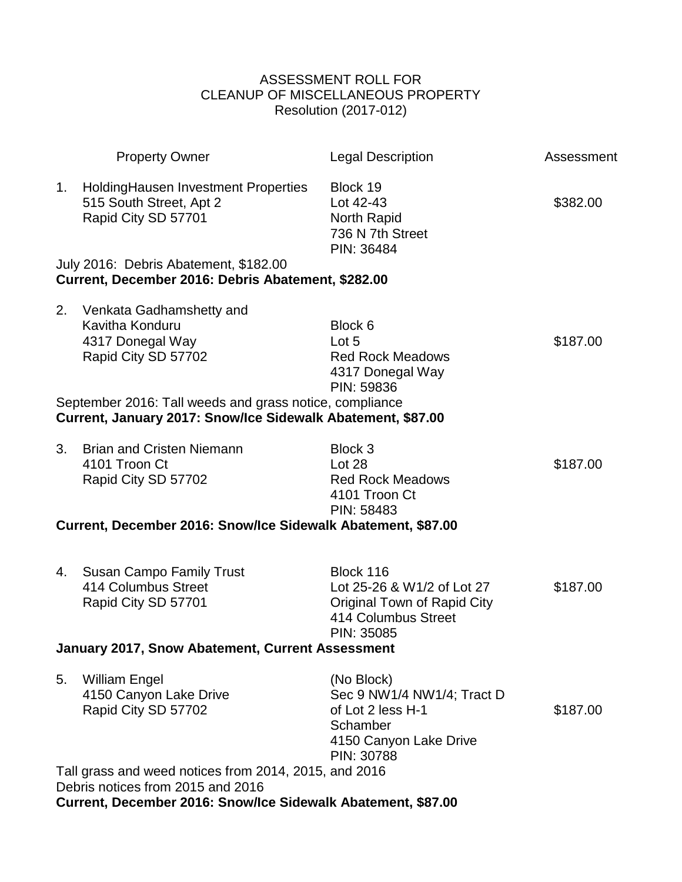# ASSESSMENT ROLL FOR CLEANUP OF MISCELLANEOUS PROPERTY

Resolution (2017-012)

| | Property Owner | Legal Description | Assessment |
|---|---|---|---|
| 1. | HoldingHausen Investment Properties<br>515 South Street, Apt 2<br>Rapid City SD 57701 | Block 19<br>Lot 42-43<br>North Rapid<br>736 N 7th Street<br>PIN: 36484 | $382.00 |

July 2016: Debris Abatement, $182.00
**Current, December 2016: Debris Abatement, $282.00**

| | Property Owner | Legal Description | Assessment |
|---|---|---|---|
| 2. | Venkata Gadhamshetty and<br>Kavitha Konduru<br>4317 Donegal Way<br>Rapid City SD 57702 | Block 6<br>Lot 5<br>Red Rock Meadows<br>4317 Donegal Way<br>PIN: 59836 | $187.00 |

September 2016: Tall weeds and grass notice, compliance
**Current, January 2017: Snow/Ice Sidewalk Abatement, $87.00**

| | Property Owner | Legal Description | Assessment |
|---|---|---|---|
| 3. | Brian and Cristen Niemann<br>4101 Troon Ct<br>Rapid City SD 57702 | Block 3<br>Lot 28<br>Red Rock Meadows<br>4101 Troon Ct<br>PIN: 58483 | $187.00 |

**Current, December 2016: Snow/Ice Sidewalk Abatement, $87.00**

| | Property Owner | Legal Description | Assessment |
|---|---|---|---|
| 4. | Susan Campo Family Trust<br>414 Columbus Street<br>Rapid City SD 57701 | Block 116<br>Lot 25-26 & W1/2 of Lot 27<br>Original Town of Rapid City<br>414 Columbus Street<br>PIN: 35085 | $187.00 |

**January 2017, Snow Abatement, Current Assessment**

| | Property Owner | Legal Description | Assessment |
|---|---|---|---|
| 5. | William Engel<br>4150 Canyon Lake Drive<br>Rapid City SD 57702 | (No Block)<br>Sec 9 NW1/4 NW1/4; Tract D<br>of Lot 2 less H-1<br>Schamber<br>4150 Canyon Lake Drive<br>PIN: 30788 | $187.00 |

Tall grass and weed notices from 2014, 2015, and 2016
Debris notices from 2015 and 2016
**Current, December 2016: Snow/Ice Sidewalk Abatement, $87.00**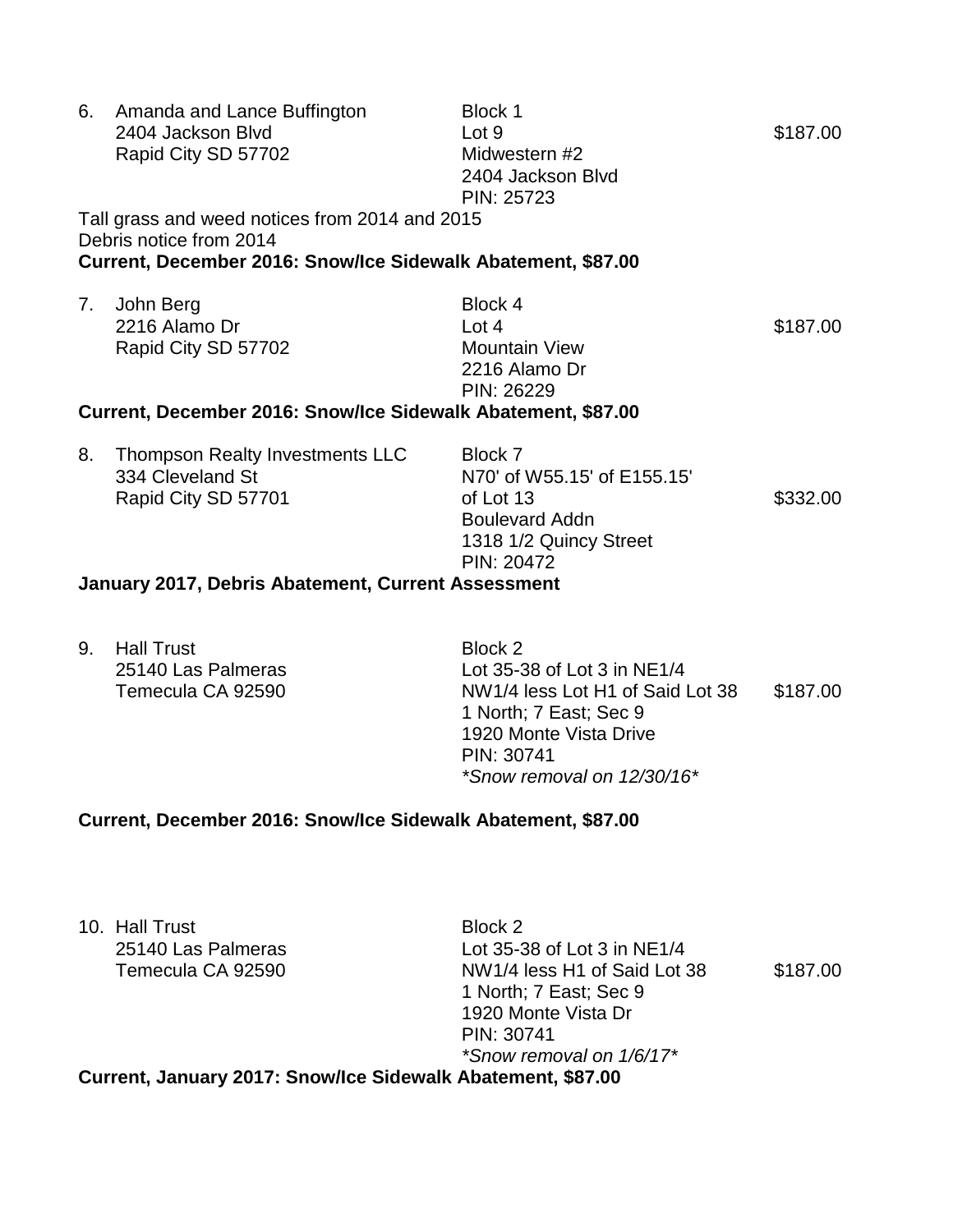| # | Owner | Legal Description | Amount |
|---|---|---|---|
| 6. | Amanda and Lance Buffington<br>2404 Jackson Blvd<br>Rapid City SD 57702 | Block 1<br>Lot 9<br>Midwestern #2<br>2404 Jackson Blvd<br>PIN: 25723 | $187.00 |

Tall grass and weed notices from 2014 and 2015
Debris notice from 2014
**Current, December 2016: Snow/Ice Sidewalk Abatement, $87.00**

| # | Owner | Legal Description | Amount |
|---|---|---|---|
| 7. | John Berg<br>2216 Alamo Dr<br>Rapid City SD 57702 | Block 4<br>Lot 4<br>Mountain View<br>2216 Alamo Dr<br>PIN: 26229 | $187.00 |

**Current, December 2016: Snow/Ice Sidewalk Abatement, $87.00**

| # | Owner | Legal Description | Amount |
|---|---|---|---|
| 8. | Thompson Realty Investments LLC<br>334 Cleveland St<br>Rapid City SD 57701 | Block 7<br>N70' of W55.15' of E155.15'<br>of Lot 13<br>Boulevard Addn<br>1318 1/2 Quincy Street<br>PIN: 20472 | $332.00 |

**January 2017, Debris Abatement, Current Assessment**

| # | Owner | Legal Description | Amount |
|---|---|---|---|
| 9. | Hall Trust<br>25140 Las Palmeras<br>Temecula CA 92590 | Block 2<br>Lot 35-38 of Lot 3 in NE1/4<br>NW1/4 less Lot H1 of Said Lot 38<br>1 North; 7 East; Sec 9<br>1920 Monte Vista Drive<br>PIN: 30741<br>*Snow removal on 12/30/16* | $187.00 |

**Current, December 2016: Snow/Ice Sidewalk Abatement, $87.00**

| # | Owner | Legal Description | Amount |
|---|---|---|---|
| 10. | Hall Trust<br>25140 Las Palmeras<br>Temecula CA 92590 | Block 2<br>Lot 35-38 of Lot 3 in NE1/4<br>NW1/4 less H1 of Said Lot 38<br>1 North; 7 East; Sec 9<br>1920 Monte Vista Dr<br>PIN: 30741<br>*Snow removal on 1/6/17* | $187.00 |

**Current, January 2017: Snow/Ice Sidewalk Abatement, $87.00**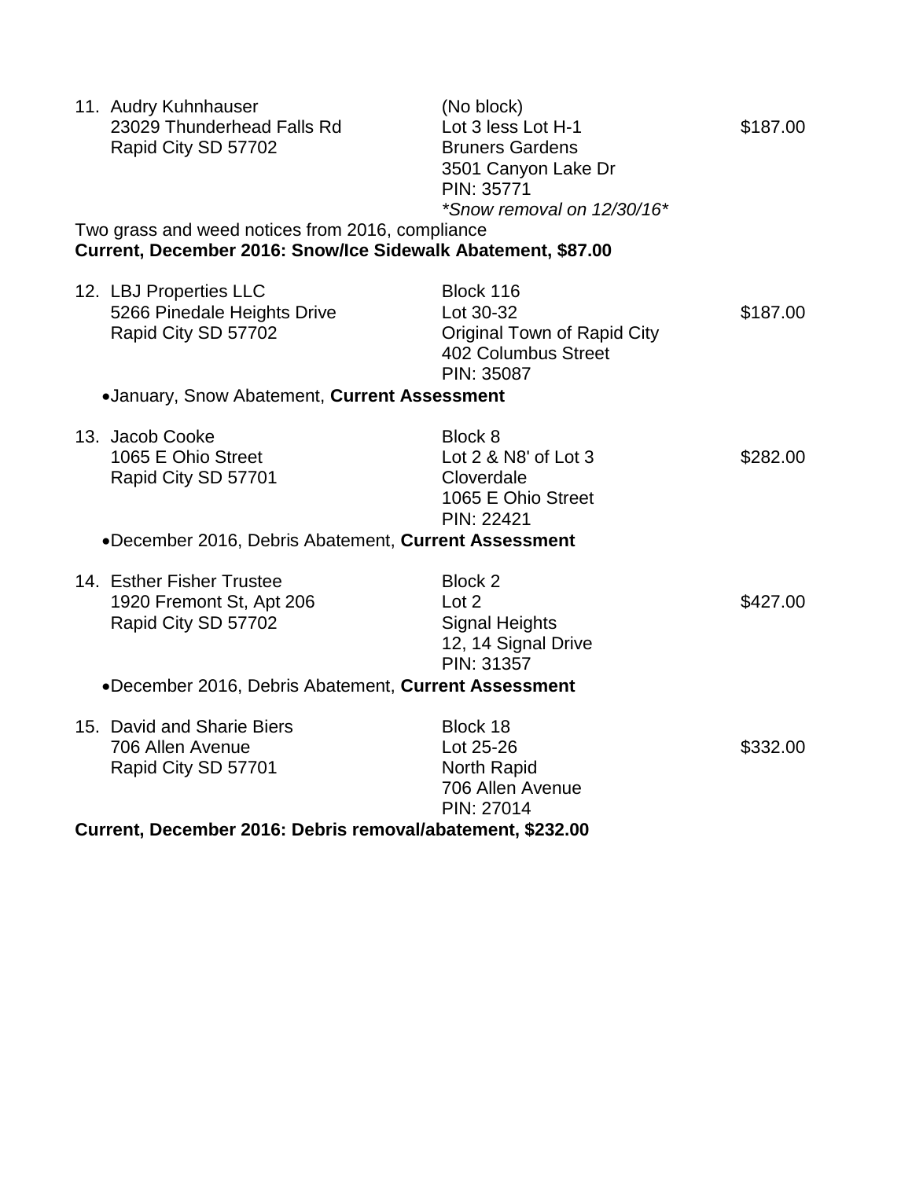11. Audry Kuhnhauser
    23029 Thunderhead Falls Rd
    Rapid City SD 57702

    (No block)
    Lot 3 less Lot H-1
    Bruners Gardens
    3501 Canyon Lake Dr
    PIN: 35771
    *Snow removal on 12/30/16*

    $187.00

Two grass and weed notices from 2016, compliance
**Current, December 2016: Snow/Ice Sidewalk Abatement, $87.00**

12. LBJ Properties LLC
    5266 Pinedale Heights Drive
    Rapid City SD 57702

    Block 116
    Lot 30-32
    Original Town of Rapid City
    402 Columbus Street
    PIN: 35087

    $187.00

    - January, Snow Abatement, **Current Assessment**

13. Jacob Cooke
    1065 E Ohio Street
    Rapid City SD 57701

    Block 8
    Lot 2 & N8' of Lot 3
    Cloverdale
    1065 E Ohio Street
    PIN: 22421

    $282.00

    - December 2016, Debris Abatement, **Current Assessment**

14. Esther Fisher Trustee
    1920 Fremont St, Apt 206
    Rapid City SD 57702

    Block 2
    Lot 2
    Signal Heights
    12, 14 Signal Drive
    PIN: 31357

    $427.00

    - December 2016, Debris Abatement, **Current Assessment**

15. David and Sharie Biers
    706 Allen Avenue
    Rapid City SD 57701

    Block 18
    Lot 25-26
    North Rapid
    706 Allen Avenue
    PIN: 27014

    $332.00

**Current, December 2016: Debris removal/abatement, $232.00**